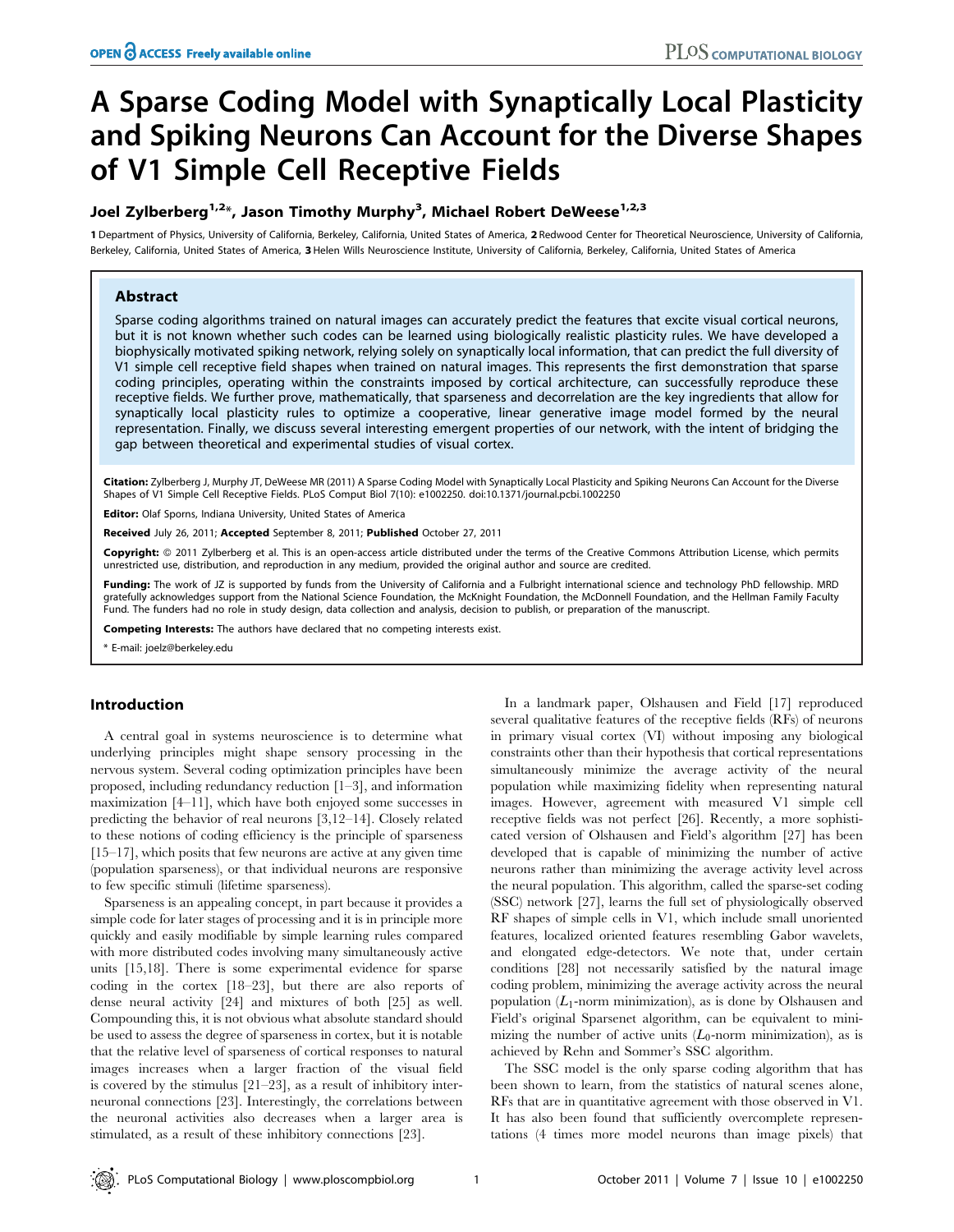# A Sparse Coding Model with Synaptically Local Plasticity and Spiking Neurons Can Account for the Diverse Shapes of V1 Simple Cell Receptive Fields

**Joel Zylberberg[1,2]*, Jason Timothy Murphy[3], Michael Robert DeWeese[1,2,3]**

**1** Department of Physics, University of California, Berkeley, California, United States of America, **2** Redwood Center for Theoretical Neuroscience, University of California, Berkeley, California, United States of America, **3** Helen Wills Neuroscience Institute, University of California, Berkeley, California, United States of America

## Abstract

Sparse coding algorithms trained on natural images can accurately predict the features that excite visual cortical neurons, but it is not known whether such codes can be learned using biologically realistic plasticity rules. We have developed a biophysically motivated spiking network, relying solely on synaptically local information, that can predict the full diversity of V1 simple cell receptive field shapes when trained on natural images. This represents the first demonstration that sparse coding principles, operating within the constraints imposed by cortical architecture, can successfully reproduce these receptive fields. We further prove, mathematically, that sparseness and decorrelation are the key ingredients that allow for synaptically local plasticity rules to optimize a cooperative, linear generative image model formed by the neural representation. Finally, we discuss several interesting emergent properties of our network, with the intent of bridging the gap between theoretical and experimental studies of visual cortex.

**Citation:** Zylberberg J, Murphy JT, DeWeese MR (2011) A Sparse Coding Model with Synaptically Local Plasticity and Spiking Neurons Can Account for the Diverse Shapes of V1 Simple Cell Receptive Fields. PLoS Comput Biol 7(10): e1002250. doi:10.1371/journal.pcbi.1002250

**Editor:** Olaf Sporns, Indiana University, United States of America

**Received** July 26, 2011; **Accepted** September 8, 2011; **Published** October 27, 2011

**Copyright:** © 2011 Zylberberg et al. This is an open-access article distributed under the terms of the Creative Commons Attribution License, which permits unrestricted use, distribution, and reproduction in any medium, provided the original author and source are credited.

**Funding:** The work of JZ is supported by funds from the University of California and a Fulbright international science and technology PhD fellowship. MRD gratefully acknowledges support from the National Science Foundation, the McKnight Foundation, the McDonnell Foundation, and the Hellman Family Faculty Fund. The funders had no role in study design, data collection and analysis, decision to publish, or preparation of the manuscript.

**Competing Interests:** The authors have declared that no competing interests exist.

* E-mail: joelz@berkeley.edu

## Introduction

A central goal in systems neuroscience is to determine what underlying principles might shape sensory processing in the nervous system. Several coding optimization principles have been proposed, including redundancy reduction [1–3], and information maximization [4–11], which have both enjoyed some successes in predicting the behavior of real neurons [3,12–14]. Closely related to these notions of coding efficiency is the principle of sparseness [15–17], which posits that few neurons are active at any given time (population sparseness), or that individual neurons are responsive to few specific stimuli (lifetime sparseness).

Sparseness is an appealing concept, in part because it provides a simple code for later stages of processing and it is in principle more quickly and easily modifiable by simple learning rules compared with more distributed codes involving many simultaneously active units [15,18]. There is some experimental evidence for sparse coding in the cortex [18–23], but there are also reports of dense neural activity [24] and mixtures of both [25] as well. Compounding this, it is not obvious what absolute standard should be used to assess the degree of sparseness in cortex, but it is notable that the relative level of sparseness of cortical responses to natural images increases when a larger fraction of the visual field is covered by the stimulus [21–23], as a result of inhibitory interneuronal connections [23]. Interestingly, the correlations between the neuronal activities also decreases when a larger area is stimulated, as a result of these inhibitory connections [23].

In a landmark paper, Olshausen and Field [17] reproduced several qualitative features of the receptive fields (RFs) of neurons in primary visual cortex (VI) without imposing any biological constraints other than their hypothesis that cortical representations simultaneously minimize the average activity of the neural population while maximizing fidelity when representing natural images. However, agreement with measured V1 simple cell receptive fields was not perfect [26]. Recently, a more sophisticated version of Olshausen and Field's algorithm [27] has been developed that is capable of minimizing the number of active neurons rather than minimizing the average activity level across the neural population. This algorithm, called the sparse-set coding (SSC) network [27], learns the full set of physiologically observed RF shapes of simple cells in V1, which include small unoriented features, localized oriented features resembling Gabor wavelets, and elongated edge-detectors. We note that, under certain conditions [28] not necessarily satisfied by the natural image coding problem, minimizing the average activity across the neural population ($L_1$-norm minimization), as is done by Olshausen and Field's original Sparsenet algorithm, can be equivalent to minimizing the number of active units ($L_0$-norm minimization), as is achieved by Rehn and Sommer's SSC algorithm.

The SSC model is the only sparse coding algorithm that has been shown to learn, from the statistics of natural scenes alone, RFs that are in quantitative agreement with those observed in V1. It has also been found that sufficiently overcomplete representations (4 times more model neurons than image pixels) that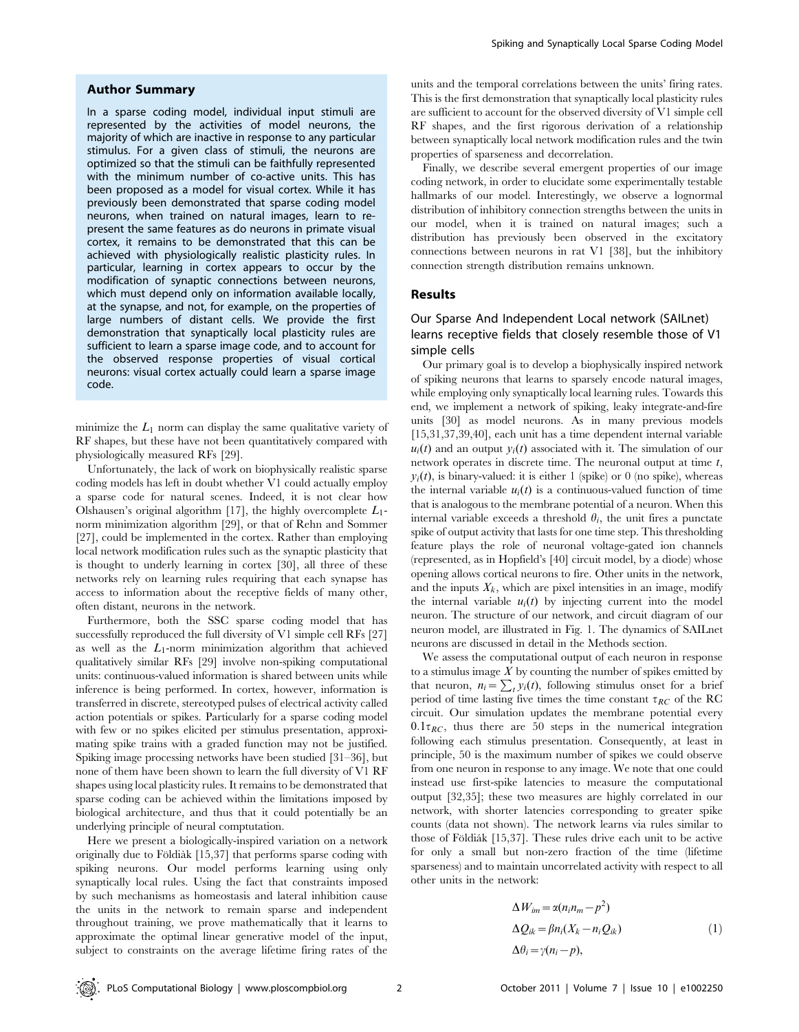### Author Summary

In a sparse coding model, individual input stimuli are represented by the activities of model neurons, the majority of which are inactive in response to any particular stimulus. For a given class of stimuli, the neurons are optimized so that the stimuli can be faithfully represented with the minimum number of co-active units. This has been proposed as a model for visual cortex. While it has previously been demonstrated that sparse coding model neurons, when trained on natural images, learn to represent the same features as do neurons in primate visual cortex, it remains to be demonstrated that this can be achieved with physiologically realistic plasticity rules. In particular, learning in cortex appears to occur by the modification of synaptic connections between neurons, which must depend only on information available locally, at the synapse, and not, for example, on the properties of large numbers of distant cells. We provide the first demonstration that synaptically local plasticity rules are sufficient to learn a sparse image code, and to account for the observed response properties of visual cortical neurons: visual cortex actually could learn a sparse image code.

minimize the $L_1$ norm can display the same qualitative variety of RF shapes, but these have not been quantitatively compared with physiologically measured RFs [29].

Unfortunately, the lack of work on biophysically realistic sparse coding models has left in doubt whether V1 could actually employ a sparse code for natural scenes. Indeed, it is not clear how Olshausen's original algorithm [17], the highly overcomplete $L_1$-norm minimization algorithm [29], or that of Rehn and Sommer [27], could be implemented in the cortex. Rather than employing local network modification rules such as the synaptic plasticity that is thought to underly learning in cortex [30], all three of these networks rely on learning rules requiring that each synapse has access to information about the receptive fields of many other, often distant, neurons in the network.

Furthermore, both the SSC sparse coding model that has successfully reproduced the full diversity of V1 simple cell RFs [27] as well as the $L_1$-norm minimization algorithm that achieved qualitatively similar RFs [29] involve non-spiking computational units: continuous-valued information is shared between units while inference is being performed. In cortex, however, information is transferred in discrete, stereotyped pulses of electrical activity called action potentials or spikes. Particularly for a sparse coding model with few or no spikes elicited per stimulus presentation, approximating spike trains with a graded function may not be justified. Spiking image processing networks have been studied [31–36], but none of them have been shown to learn the full diversity of V1 RF shapes using local plasticity rules. It remains to be demonstrated that sparse coding can be achieved within the limitations imposed by biological architecture, and thus that it could potentially be an underlying principle of neural comptutation.

Here we present a biologically-inspired variation on a network originally due to Földiàk [15,37] that performs sparse coding with spiking neurons. Our model performs learning using only synaptically local rules. Using the fact that constraints imposed by such mechanisms as homeostasis and lateral inhibition cause the units in the network to remain sparse and independent throughout training, we prove mathematically that it learns to approximate the optimal linear generative model of the input, subject to constraints on the average lifetime firing rates of the units and the temporal correlations between the units' firing rates. This is the first demonstration that synaptically local plasticity rules are sufficient to account for the observed diversity of V1 simple cell RF shapes, and the first rigorous derivation of a relationship between synaptically local network modification rules and the twin properties of sparseness and decorrelation.

Finally, we describe several emergent properties of our image coding network, in order to elucidate some experimentally testable hallmarks of our model. Interestingly, we observe a lognormal distribution of inhibitory connection strengths between the units in our model, when it is trained on natural images; such a distribution has previously been observed in the excitatory connections between neurons in rat V1 [38], but the inhibitory connection strength distribution remains unknown.

## Results

### Our Sparse And Independent Local network (SAILnet) learns receptive fields that closely resemble those of V1 simple cells

Our primary goal is to develop a biophysically inspired network of spiking neurons that learns to sparsely encode natural images, while employing only synaptically local learning rules. Towards this end, we implement a network of spiking, leaky integrate-and-fire units [30] as model neurons. As in many previous models [15,31,37,39,40], each unit has a time dependent internal variable $u_i(t)$ and an output $y_i(t)$ associated with it. The simulation of our network operates in discrete time. The neuronal output at time $t$, $y_i(t)$, is binary-valued: it is either 1 (spike) or 0 (no spike), whereas the internal variable $u_i(t)$ is a continuous-valued function of time that is analogous to the membrane potential of a neuron. When this internal variable exceeds a threshold $\theta_i$, the unit fires a punctate spike of output activity that lasts for one time step. This thresholding feature plays the role of neuronal voltage-gated ion channels (represented, as in Hopfield's [40] circuit model, by a diode) whose opening allows cortical neurons to fire. Other units in the network, and the inputs $X_k$, which are pixel intensities in an image, modify the internal variable $u_i(t)$ by injecting current into the model neuron. The structure of our network, and circuit diagram of our neuron model, are illustrated in Fig. 1. The dynamics of SAILnet neurons are discussed in detail in the Methods section.

We assess the computational output of each neuron in response to a stimulus image $X$ by counting the number of spikes emitted by that neuron, $n_i = \sum_t y_i(t)$, following stimulus onset for a brief period of time lasting five times the time constant $\tau_{RC}$ of the RC circuit. Our simulation updates the membrane potential every $0.1\tau_{RC}$, thus there are 50 steps in the numerical integration following each stimulus presentation. Consequently, at least in principle, 50 is the maximum number of spikes we could observe from one neuron in response to any image. We note that one could instead use first-spike latencies to measure the computational output [32,35]; these two measures are highly correlated in our network, with shorter latencies corresponding to greater spike counts (data not shown). The network learns via rules similar to those of Földiák [15,37]. These rules drive each unit to be active for only a small but non-zero fraction of the time (lifetime sparseness) and to maintain uncorrelated activity with respect to all other units in the network:

$$
\begin{aligned}
\Delta W_{im} &= \alpha(n_i n_m - p^2) \\
\Delta Q_{ik} &= \beta n_i (X_k - n_i Q_{ik}) \\
\Delta \theta_i &= \gamma(n_i - p),
\end{aligned}
\tag{1}
$$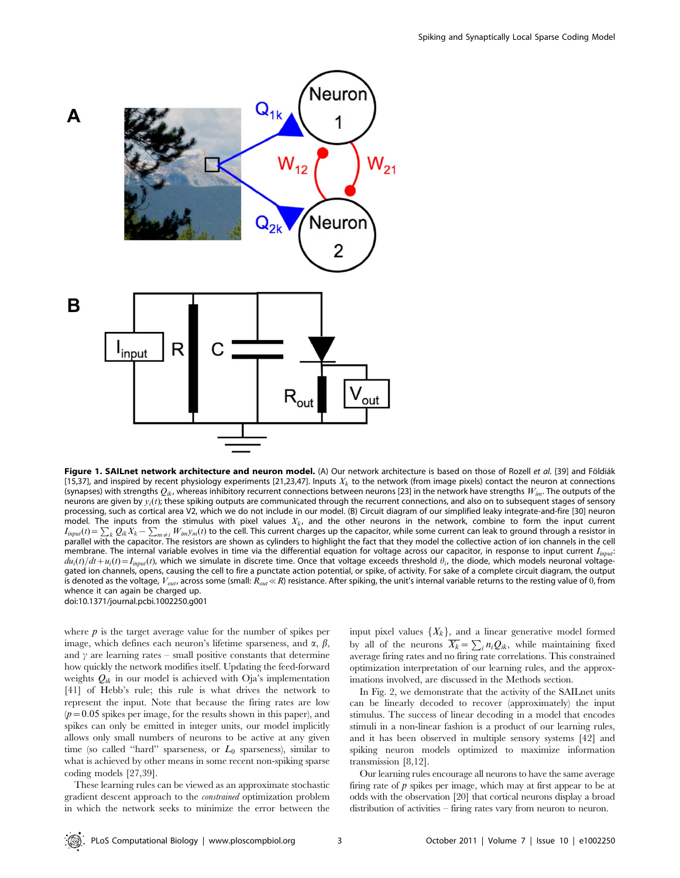**Figure 1. SAILnet network architecture and neuron model.** (A) Our network architecture is based on those of Rozell *et al.* [39] and Földiák [15,37], and inspired by recent physiology experiments [21,23,47]. Inputs $X_k$ to the network (from image pixels) contact the neuron at connections (synapses) with strengths $Q_{ik}$, whereas inhibitory recurrent connections between neurons [23] in the network have strengths $W_{im}$. The outputs of the neurons are given by $y_i(t)$; these spiking outputs are communicated through the recurrent connections, and also on to subsequent stages of sensory processing, such as cortical area V2, which we do not include in our model. (B) Circuit diagram of our simplified leaky integrate-and-fire [30] neuron model. The inputs from the stimulus with pixel values $X_k$, and the other neurons in the network, combine to form the input current $I_{input}(t) = \sum_k Q_{ik} X_k - \sum_{m \neq i} W_{im} y_m(t)$ to the cell. This current charges up the capacitor, while some current can leak to ground through a resistor in parallel with the capacitor. The resistors are shown as cylinders to highlight the fact that they model the collective action of ion channels in the cell membrane. The internal variable evolves in time via the differential equation for voltage across our capacitor, in response to input current $I_{input}$: $du_i(t)/dt + u_i(t) = I_{input}(t)$, which we simulate in discrete time. Once that voltage exceeds threshold $\theta_i$, the diode, which models neuronal voltage-gated ion channels, opens, causing the cell to fire a punctate action potential, or spike, of activity. For sake of a complete circuit diagram, the output is denoted as the voltage, $V_{out}$, across some (small: $R_{out} \ll R$) resistance. After spiking, the unit's internal variable returns to the resting value of 0, from whence it can again be charged up.
doi:10.1371/journal.pcbi.1002250.g001

where $p$ is the target average value for the number of spikes per image, which defines each neuron's lifetime sparseness, and $\alpha$, $\beta$, and $\gamma$ are learning rates – small positive constants that determine how quickly the network modifies itself. Updating the feed-forward weights $Q_{ik}$ in our model is achieved with Oja's implementation [41] of Hebb's rule; this rule is what drives the network to represent the input. Note that because the firing rates are low ($p = 0.05$ spikes per image, for the results shown in this paper), and spikes can only be emitted in integer units, our model implicitly allows only small numbers of neurons to be active at any given time (so called "hard" sparseness, or $L_0$ sparseness), similar to what is achieved by other means in some recent non-spiking sparse coding models [27,39].

These learning rules can be viewed as an approximate stochastic gradient descent approach to the *constrained* optimization problem in which the network seeks to minimize the error between the input pixel values $\{X_k\}$, and a linear generative model formed by all of the neurons $\widehat{X_k} = \sum_i n_i Q_{ik}$, while maintaining fixed average firing rates and no firing rate correlations. This constrained optimization interpretation of our learning rules, and the approximations involved, are discussed in the Methods section.

In Fig. 2, we demonstrate that the activity of the SAILnet units can be linearly decoded to recover (approximately) the input stimulus. The success of linear decoding in a model that encodes stimuli in a non-linear fashion is a product of our learning rules, and it has been observed in multiple sensory systems [42] and spiking neuron models optimized to maximize information transmission [8,12].

Our learning rules encourage all neurons to have the same average firing rate of $p$ spikes per image, which may at first appear to be at odds with the observation [20] that cortical neurons display a broad distribution of activities – firing rates vary from neuron to neuron.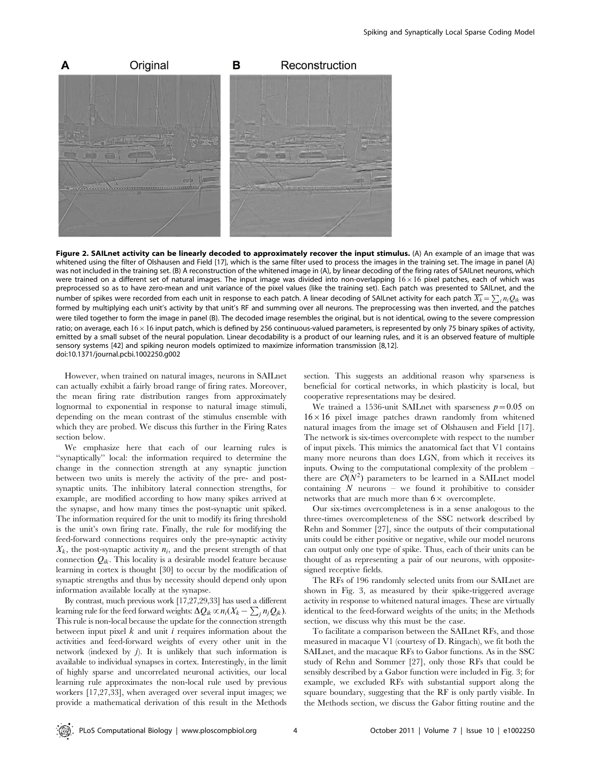**Figure 2. SAILnet activity can be linearly decoded to approximately recover the input stimulus.** (A) An example of an image that was whitened using the filter of Olshausen and Field [17], which is the same filter used to process the images in the training set. The image in panel (A) was not included in the training set. (B) A reconstruction of the whitened image in (A), by linear decoding of the firing rates of SAILnet neurons, which were trained on a different set of natural images. The input image was divided into non-overlapping $16 \times 16$ pixel patches, each of which was preprocessed so as to have zero-mean and unit variance of the pixel values (like the training set). Each patch was presented to SAILnet, and the number of spikes were recorded from each unit in response to each patch. A linear decoding of SAILnet activity for each patch $\overline{X_k} = \sum_i n_i Q_{ik}$ was formed by multiplying each unit's activity by that unit's RF and summing over all neurons. The preprocessing was then inverted, and the patches were tiled together to form the image in panel (B). The decoded image resembles the original, but is not identical, owing to the severe compression ratio; on average, each $16 \times 16$ input patch, which is defined by 256 continuous-valued parameters, is represented by only 75 binary spikes of activity, emitted by a small subset of the neural population. Linear decodability is a product of our learning rules, and it is an observed feature of multiple sensory systems [42] and spiking neuron models optimized to maximize information transmission [8,12].
doi:10.1371/journal.pcbi.1002250.g002

However, when trained on natural images, neurons in SAILnet can actually exhibit a fairly broad range of firing rates. Moreover, the mean firing rate distribution ranges from approximately lognormal to exponential in response to natural image stimuli, depending on the mean contrast of the stimulus ensemble with which they are probed. We discuss this further in the Firing Rates section below.

We emphasize here that each of our learning rules is "synaptically" local: the information required to determine the change in the connection strength at any synaptic junction between two units is merely the activity of the pre- and post-synaptic units. The inhibitory lateral connection strengths, for example, are modified according to how many spikes arrived at the synapse, and how many times the post-synaptic unit spiked. The information required for the unit to modify its firing threshold is the unit's own firing rate. Finally, the rule for modifying the feed-forward connections requires only the pre-synaptic activity $X_k$, the post-synaptic activity $n_i$, and the present strength of that connection $Q_{ik}$. This locality is a desirable model feature because learning in cortex is thought [30] to occur by the modification of synaptic strengths and thus by necessity should depend only upon information available locally at the synapse.

By contrast, much previous work [17,27,29,33] has used a different learning rule for the feed forward weights: $\Delta Q_{ik} \propto n_i (X_k - \sum_j n_j Q_{jk})$. This rule is non-local because the update for the connection strength between input pixel $k$ and unit $i$ requires information about the activities and feed-forward weights of every other unit in the network (indexed by $j$). It is unlikely that such information is available to individual synapses in cortex. Interestingly, in the limit of highly sparse and uncorrelated neuronal activities, our local learning rule approximates the non-local rule used by previous workers [17,27,33], when averaged over several input images; we provide a mathematical derivation of this result in the Methods section. This suggests an additional reason why sparseness is beneficial for cortical networks, in which plasticity is local, but cooperative representations may be desired.

We trained a 1536-unit SAILnet with sparseness $p = 0.05$ on $16 \times 16$ pixel image patches drawn randomly from whitened natural images from the image set of Olshausen and Field [17]. The network is six-times overcomplete with respect to the number of input pixels. This mimics the anatomical fact that V1 contains many more neurons than does LGN, from which it receives its inputs. Owing to the computational complexity of the problem – there are $\mathcal{O}(N^2)$ parameters to be learned in a SAILnet model containing $N$ neurons – we found it prohibitive to consider networks that are much more than $6\times$ overcomplete.

Our six-times overcompleteness is in a sense analogous to the three-times overcompleteness of the SSC network described by Rehn and Sommer [27], since the outputs of their computational units could be either positive or negative, while our model neurons can output only one type of spike. Thus, each of their units can be thought of as representing a pair of our neurons, with opposite-signed receptive fields.

The RFs of 196 randomly selected units from our SAILnet are shown in Fig. 3, as measured by their spike-triggered average activity in response to whitened natural images. These are virtually identical to the feed-forward weights of the units; in the Methods section, we discuss why this must be the case.

To facilitate a comparison between the SAILnet RFs, and those measured in macaque V1 (courtesy of D. Ringach), we fit both the SAILnet, and the macaque RFs to Gabor functions. As in the SSC study of Rehn and Sommer [27], only those RFs that could be sensibly described by a Gabor function were included in Fig. 3; for example, we excluded RFs with substantial support along the square boundary, suggesting that the RF is only partly visible. In the Methods section, we discuss the Gabor fitting routine and the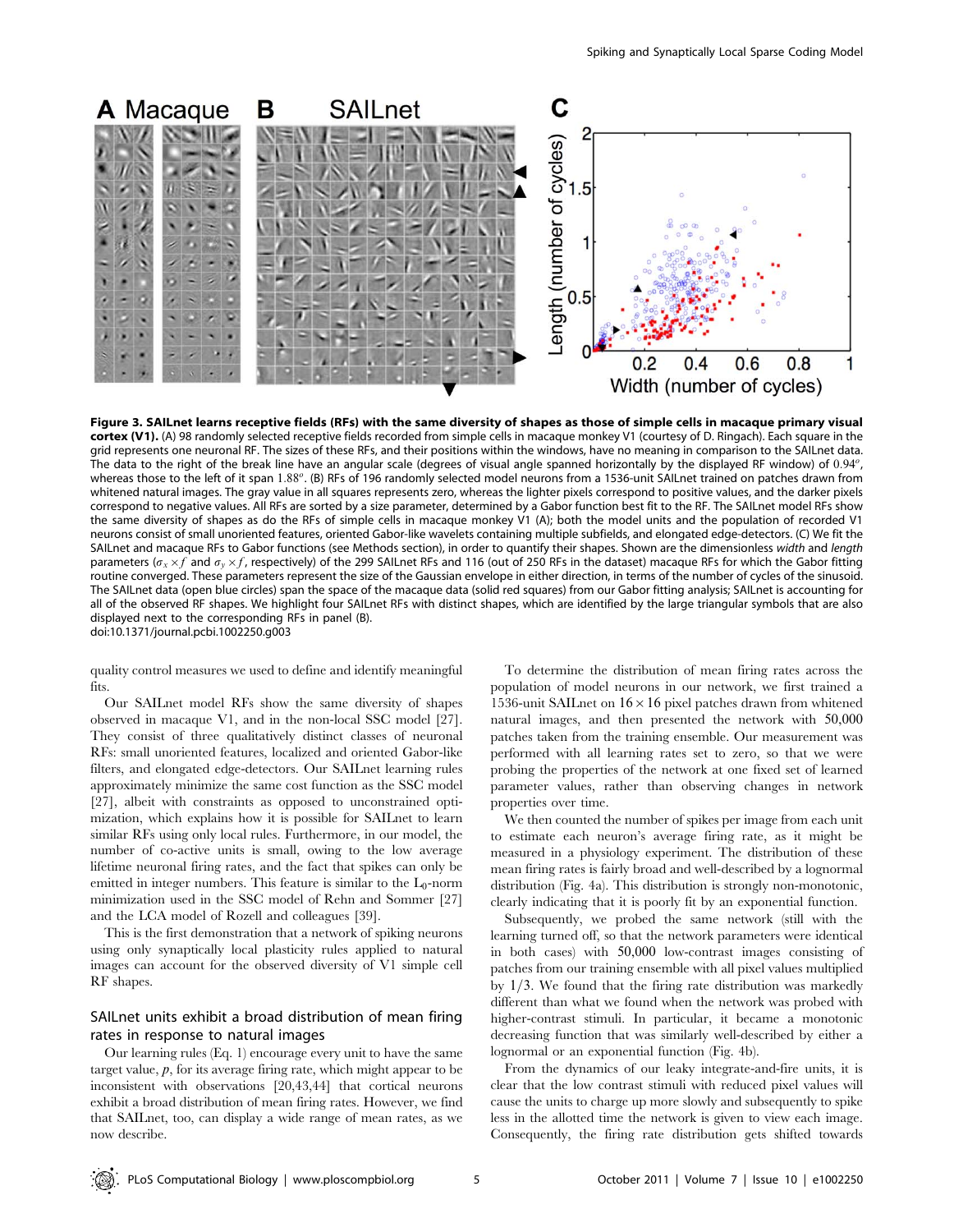**Figure 3. SAILnet learns receptive fields (RFs) with the same diversity of shapes as those of simple cells in macaque primary visual cortex (V1).** (A) 98 randomly selected receptive fields recorded from simple cells in macaque monkey V1 (courtesy of D. Ringach). Each square in the grid represents one neuronal RF. The sizes of these RFs, and their positions within the windows, have no meaning in comparison to the SAILnet data. The data to the right of the break line have an angular scale (degrees of visual angle spanned horizontally by the displayed RF window) of $0.94^o$, whereas those to the left of it span $1.88^o$. (B) RFs of 196 randomly selected model neurons from a 1536-unit SAILnet trained on patches drawn from whitened natural images. The gray value in all squares represents zero, whereas the lighter pixels correspond to positive values, and the darker pixels correspond to negative values. All RFs are sorted by a size parameter, determined by a Gabor function best fit to the RF. The SAILnet model RFs show the same diversity of shapes as do the RFs of simple cells in macaque monkey V1 (A); both the model units and the population of recorded V1 neurons consist of small unoriented features, oriented Gabor-like wavelets containing multiple subfields, and elongated edge-detectors. (C) We fit the SAILnet and macaque RFs to Gabor functions (see Methods section), in order to quantify their shapes. Shown are the dimensionless *width* and *length* parameters ($\sigma_x \times f$ and $\sigma_y \times f$, respectively) of the 299 SAILnet RFs and 116 (out of 250 RFs in the dataset) macaque RFs for which the Gabor fitting routine converged. These parameters represent the size of the Gaussian envelope in either direction, in terms of the number of cycles of the sinusoid. The SAILnet data (open blue circles) span the space of the macaque data (solid red squares) from our Gabor fitting analysis; SAILnet is accounting for all of the observed RF shapes. We highlight four SAILnet RFs with distinct shapes, which are identified by the large triangular symbols that are also displayed next to the corresponding RFs in panel (B).
doi:10.1371/journal.pcbi.1002250.g003

quality control measures we used to define and identify meaningful fits.

Our SAILnet model RFs show the same diversity of shapes observed in macaque V1, and in the non-local SSC model [27]. They consist of three qualitatively distinct classes of neuronal RFs: small unoriented features, localized and oriented Gabor-like filters, and elongated edge-detectors. Our SAILnet learning rules approximately minimize the same cost function as the SSC model [27], albeit with constraints as opposed to unconstrained optimization, which explains how it is possible for SAILnet to learn similar RFs using only local rules. Furthermore, in our model, the number of co-active units is small, owing to the low average lifetime neuronal firing rates, and the fact that spikes can only be emitted in integer numbers. This feature is similar to the $L_0$-norm minimization used in the SSC model of Rehn and Sommer [27] and the LCA model of Rozell and colleagues [39].

This is the first demonstration that a network of spiking neurons using only synaptically local plasticity rules applied to natural images can account for the observed diversity of V1 simple cell RF shapes.

## SAILnet units exhibit a broad distribution of mean firing rates in response to natural images

Our learning rules (Eq. 1) encourage every unit to have the same target value, $p$, for its average firing rate, which might appear to be inconsistent with observations [20,43,44] that cortical neurons exhibit a broad distribution of mean firing rates. However, we find that SAILnet, too, can display a wide range of mean rates, as we now describe.

To determine the distribution of mean firing rates across the population of model neurons in our network, we first trained a 1536-unit SAILnet on $16 \times 16$ pixel patches drawn from whitened natural images, and then presented the network with 50,000 patches taken from the training ensemble. Our measurement was performed with all learning rates set to zero, so that we were probing the properties of the network at one fixed set of learned parameter values, rather than observing changes in network properties over time.

We then counted the number of spikes per image from each unit to estimate each neuron's average firing rate, as it might be measured in a physiology experiment. The distribution of these mean firing rates is fairly broad and well-described by a lognormal distribution (Fig. 4a). This distribution is strongly non-monotonic, clearly indicating that it is poorly fit by an exponential function.

Subsequently, we probed the same network (still with the learning turned off, so that the network parameters were identical in both cases) with 50,000 low-contrast images consisting of patches from our training ensemble with all pixel values multiplied by $1/3$. We found that the firing rate distribution was markedly different than what we found when the network was probed with higher-contrast stimuli. In particular, it became a monotonic decreasing function that was similarly well-described by either a lognormal or an exponential function (Fig. 4b).

From the dynamics of our leaky integrate-and-fire units, it is clear that the low contrast stimuli with reduced pixel values will cause the units to charge up more slowly and subsequently to spike less in the allotted time the network is given to view each image. Consequently, the firing rate distribution gets shifted towards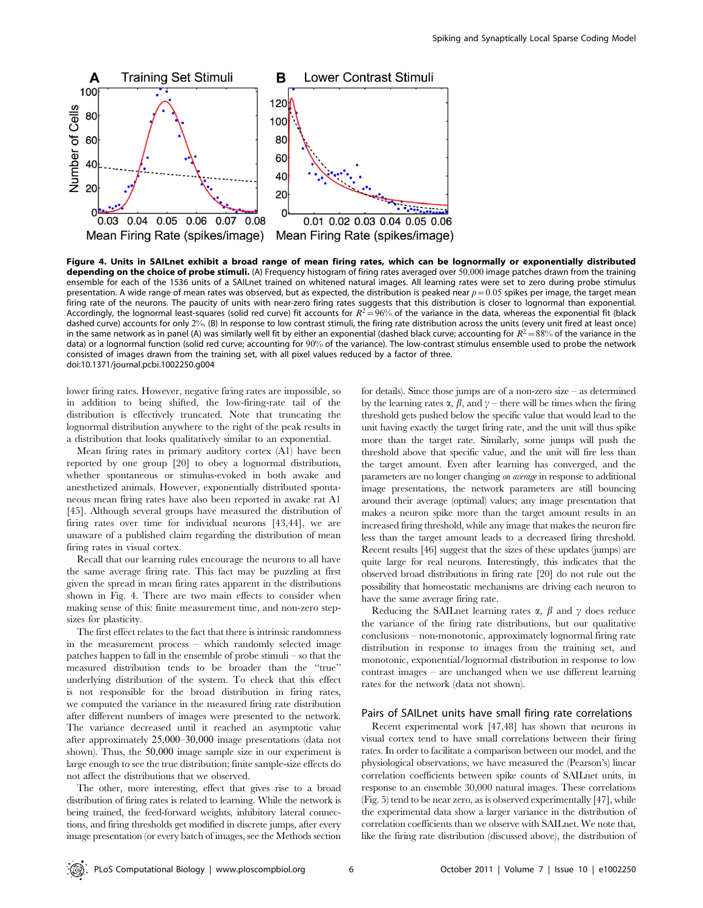A Training Set Stimuli

B Lower Contrast Stimuli

Number of Cells

100
80
60
40
20
0

0.03 0.04 0.05 0.06 0.07 0.08

Mean Firing Rate (spikes/image)

120
100
80
60
40
20
0

0.01 0.02 0.03 0.04 0.05 0.06

Mean Firing Rate (spikes/image)

**Figure 4. Units in SAILnet exhibit a broad range of mean firing rates, which can be lognormally or exponentially distributed depending on the choice of probe stimuli.** (A) Frequency histogram of firing rates averaged over 50,000 image patches drawn from the training ensemble for each of the 1536 units of a SAILnet trained on whitened natural images. All learning rates were set to zero during probe stimulus presentation. A wide range of mean rates was observed, but as expected, the distribution is peaked near $p = 0.05$ spikes per image, the target mean firing rate of the neurons. The paucity of units with near-zero firing rates suggests that this distribution is closer to lognormal than exponential. Accordingly, the lognormal least-squares (solid red curve) fit accounts for $R^2 = 96\%$ of the variance in the data, whereas the exponential fit (black dashed curve) accounts for only 2%. (B) In response to low contrast stimuli, the firing rate distribution across the units (every unit fired at least once) in the same network as in panel (A) was similarly well fit by either an exponential (dashed black curve; accounting for $R^2 = 88\%$ of the variance in the data) or a lognormal function (solid red curve; accounting for 90% of the variance). The low-contrast stimulus ensemble used to probe the network consisted of images drawn from the training set, with all pixel values reduced by a factor of three.
doi:10.1371/journal.pcbi.1002250.g004

lower firing rates. However, negative firing rates are impossible, so in addition to being shifted, the low-firing-rate tail of the distribution is effectively truncated. Note that truncating the lognormal distribution anywhere to the right of the peak results in a distribution that looks qualitatively similar to an exponential.

Mean firing rates in primary auditory cortex (A1) have been reported by one group [20] to obey a lognormal distribution, whether spontaneous or stimulus-evoked in both awake and anesthetized animals. However, exponentially distributed spontaneous mean firing rates have also been reported in awake rat A1 [45]. Although several groups have measured the distribution of firing rates over time for individual neurons [43,44], we are unaware of a published claim regarding the distribution of mean firing rates in visual cortex.

Recall that our learning rules encourage the neurons to all have the same average firing rate. This fact may be puzzling at first given the spread in mean firing rates apparent in the distributions shown in Fig. 4. There are two main effects to consider when making sense of this: finite measurement time, and non-zero step-sizes for plasticity.

The first effect relates to the fact that there is intrinsic randomness in the measurement process – which randomly selected image patches happen to fall in the ensemble of probe stimuli – so that the measured distribution tends to be broader than the "true" underlying distribution of the system. To check that this effect is not responsible for the broad distribution in firing rates, we computed the variance in the measured firing rate distribution after different numbers of images were presented to the network. The variance decreased until it reached an asymptotic value after approximately 25,000–30,000 image presentations (data not shown). Thus, the 50,000 image sample size in our experiment is large enough to see the true distribution; finite sample-size effects do not affect the distributions that we observed.

The other, more interesting, effect that gives rise to a broad distribution of firing rates is related to learning. While the network is being trained, the feed-forward weights, inhibitory lateral connections, and firing thresholds get modified in discrete jumps, after every image presentation (or every batch of images, see the Methods section for details). Since those jumps are of a non-zero size – as determined by the learning rates $\alpha$, $\beta$, and $\gamma$ – there will be times when the firing threshold gets pushed below the specific value that would lead to the unit having exactly the target firing rate, and the unit will thus spike more than the target rate. Similarly, some jumps will push the threshold above that specific value, and the unit will fire less than the target amount. Even after learning has converged, and the parameters are no longer changing *on average* in response to additional image presentations, the network parameters are still bouncing around their average (optimal) values; any image presentation that makes a neuron spike more than the target amount results in an increased firing threshold, while any image that makes the neuron fire less than the target amount leads to a decreased firing threshold. Recent results [46] suggest that the sizes of these updates (jumps) are quite large for real neurons. Interestingly, this indicates that the observed broad distributions in firing rate [20] do not rule out the possibility that homeostatic mechanisms are driving each neuron to have the same average firing rate.

Reducing the SAILnet learning rates $\alpha$, $\beta$ and $\gamma$ does reduce the variance of the firing rate distributions, but our qualitative conclusions – non-monotonic, approximately lognormal firing rate distribution in response to images from the training set, and monotonic, exponential/lognormal distribution in response to low contrast images – are unchanged when we use different learning rates for the network (data not shown).

## Pairs of SAILnet units have small firing rate correlations

Recent experimental work [47,48] has shown that neurons in visual cortex tend to have small correlations between their firing rates. In order to facilitate a comparison between our model, and the physiological observations, we have measured the (Pearson's) linear correlation coefficients between spike counts of SAILnet units, in response to an ensemble 30,000 natural images. These correlations (Fig. 5) tend to be near zero, as is observed experimentally [47], while the experimental data show a larger variance in the distribution of correlation coefficients than we observe with SAILnet. We note that, like the firing rate distribution (discussed above), the distribution of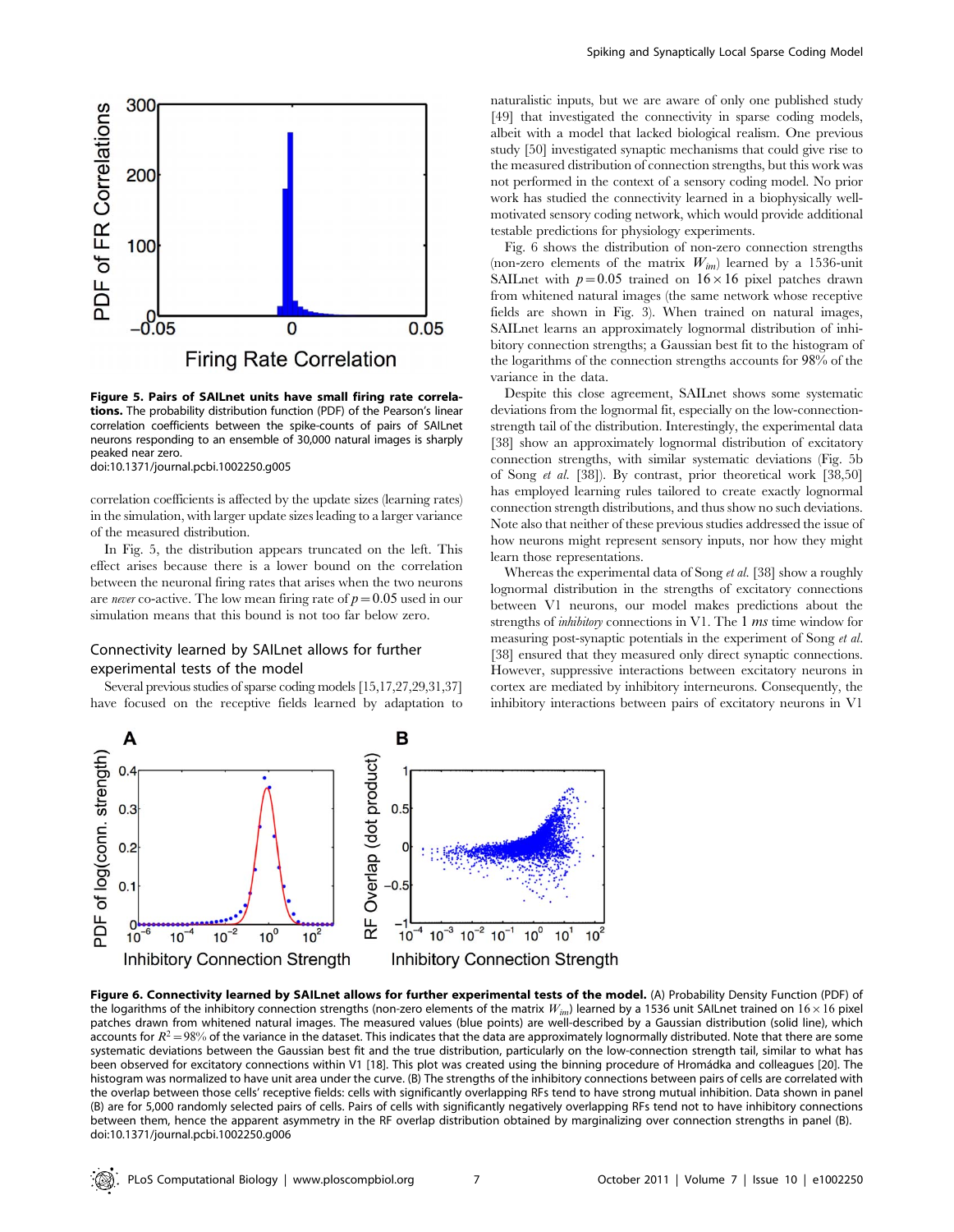**Figure 5. Pairs of SAILnet units have small firing rate correlations.** The probability distribution function (PDF) of the Pearson's linear correlation coefficients between the spike-counts of pairs of SAILnet neurons responding to an ensemble of 30,000 natural images is sharply peaked near zero.
doi:10.1371/journal.pcbi.1002250.g005

correlation coefficients is affected by the update sizes (learning rates) in the simulation, with larger update sizes leading to a larger variance of the measured distribution.

In Fig. 5, the distribution appears truncated on the left. This effect arises because there is a lower bound on the correlation between the neuronal firing rates that arises when the two neurons are *never* co-active. The low mean firing rate of $p = 0.05$ used in our simulation means that this bound is not too far below zero.

## Connectivity learned by SAILnet allows for further experimental tests of the model

Several previous studies of sparse coding models [15,17,27,29,31,37] have focused on the receptive fields learned by adaptation to naturalistic inputs, but we are aware of only one published study [49] that investigated the connectivity in sparse coding models, albeit with a model that lacked biological realism. One previous study [50] investigated synaptic mechanisms that could give rise to the measured distribution of connection strengths, but this work was not performed in the context of a sensory coding model. No prior work has studied the connectivity learned in a biophysically well-motivated sensory coding network, which would provide additional testable predictions for physiology experiments.

Fig. 6 shows the distribution of non-zero connection strengths (non-zero elements of the matrix $W_{im}$) learned by a 1536-unit SAILnet with $p = 0.05$ trained on $16 \times 16$ pixel patches drawn from whitened natural images (the same network whose receptive fields are shown in Fig. 3). When trained on natural images, SAILnet learns an approximately lognormal distribution of inhibitory connection strengths; a Gaussian best fit to the histogram of the logarithms of the connection strengths accounts for 98% of the variance in the data.

Despite this close agreement, SAILnet shows some systematic deviations from the lognormal fit, especially on the low-connection-strength tail of the distribution. Interestingly, the experimental data [38] show an approximately lognormal distribution of excitatory connection strengths, with similar systematic deviations (Fig. 5b of Song *et al.* [38]). By contrast, prior theoretical work [38,50] has employed learning rules tailored to create exactly lognormal connection strength distributions, and thus show no such deviations. Note also that neither of these previous studies addressed the issue of how neurons might represent sensory inputs, nor how they might learn those representations.

Whereas the experimental data of Song *et al.* [38] show a roughly lognormal distribution in the strengths of excitatory connections between V1 neurons, our model makes predictions about the strengths of *inhibitory* connections in V1. The 1 *ms* time window for measuring post-synaptic potentials in the experiment of Song *et al.* [38] ensured that they measured only direct synaptic connections. However, suppressive interactions between excitatory neurons in cortex are mediated by inhibitory interneurons. Consequently, the inhibitory interactions between pairs of excitatory neurons in V1

**Figure 6. Connectivity learned by SAILnet allows for further experimental tests of the model.** (A) Probability Density Function (PDF) of the logarithms of the inhibitory connection strengths (non-zero elements of the matrix $W_{im}$) learned by a 1536 unit SAILnet trained on $16 \times 16$ pixel patches drawn from whitened natural images. The measured values (blue points) are well-described by a Gaussian distribution (solid line), which accounts for $R^2 = 98\%$ of the variance in the dataset. This indicates that the data are approximately lognormally distributed. Note that there are some systematic deviations between the Gaussian best fit and the true distribution, particularly on the low-connection strength tail, similar to what has been observed for excitatory connections within V1 [18]. This plot was created using the binning procedure of Hromádka and colleagues [20]. The histogram was normalized to have unit area under the curve. (B) The strengths of the inhibitory connections between pairs of cells are correlated with the overlap between those cells' receptive fields: cells with significantly overlapping RFs tend to have strong mutual inhibition. Data shown in panel (B) are for 5,000 randomly selected pairs of cells. Pairs of cells with significantly negatively overlapping RFs tend not to have inhibitory connections between them, hence the apparent asymmetry in the RF overlap distribution obtained by marginalizing over connection strengths in panel (B).
doi:10.1371/journal.pcbi.1002250.g006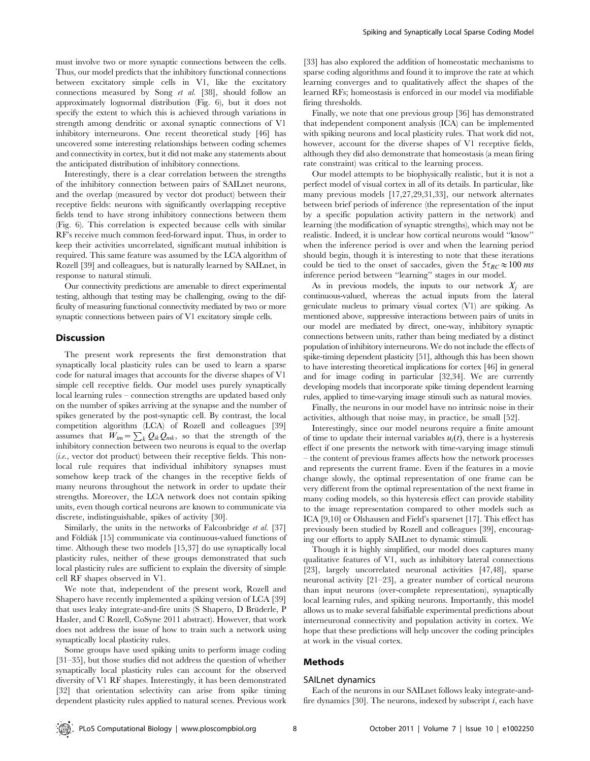must involve two or more synaptic connections between the cells. Thus, our model predicts that the inhibitory functional connections between excitatory simple cells in V1, like the excitatory connections measured by Song *et al.* [38], should follow an approximately lognormal distribution (Fig. 6), but it does not specify the extent to which this is achieved through variations in strength among dendritic or axonal synaptic connections of V1 inhibitory interneurons. One recent theoretical study [46] has uncovered some interesting relationships between coding schemes and connectivity in cortex, but it did not make any statements about the anticipated distribution of inhibitory connections.

Interestingly, there is a clear correlation between the strengths of the inhibitory connection between pairs of SAILnet neurons, and the overlap (measured by vector dot product) between their receptive fields: neurons with significantly overlapping receptive fields tend to have strong inhibitory connections between them (Fig. 6). This correlation is expected because cells with similar RF's receive much common feed-forward input. Thus, in order to keep their activities uncorrelated, significant mutual inhibition is required. This same feature was assumed by the LCA algorithm of Rozell [39] and colleagues, but is naturally learned by SAILnet, in response to natural stimuli.

Our connectivity predictions are amenable to direct experimental testing, although that testing may be challenging, owing to the difficulty of measuring functional connectivity mediated by two or more synaptic connections between pairs of V1 excitatory simple cells.

## Discussion

The present work represents the first demonstration that synaptically local plasticity rules can be used to learn a sparse code for natural images that accounts for the diverse shapes of V1 simple cell receptive fields. Our model uses purely synaptically local learning rules – connection strengths are updated based only on the number of spikes arriving at the synapse and the number of spikes generated by the post-synaptic cell. By contrast, the local competition algorithm (LCA) of Rozell and colleagues [39] assumes that $W_{im} = \sum_k Q_{ik} Q_{mk}$, so that the strength of the inhibitory connection between two neurons is equal to the overlap (*i.e.*, vector dot product) between their receptive fields. This nonlocal rule requires that individual inhibitory synapses must somehow keep track of the changes in the receptive fields of many neurons throughout the network in order to update their strengths. Moreover, the LCA network does not contain spiking units, even though cortical neurons are known to communicate via discrete, indistinguishable, spikes of activity [30].

Similarly, the units in the networks of Falconbridge *et al.* [37] and Földiák [15] communicate via continuous-valued functions of time. Although these two models [15,37] do use synaptically local plasticity rules, neither of these groups demonstrated that such local plasticity rules are sufficient to explain the diversity of simple cell RF shapes observed in V1.

We note that, independent of the present work, Rozell and Shapero have recently implemented a spiking version of LCA [39] that uses leaky integrate-and-fire units (S Shapero, D Brüderle, P Hasler, and C Rozell, CoSyne 2011 abstract). However, that work does not address the issue of how to train such a network using synaptically local plasticity rules.

Some groups have used spiking units to perform image coding [31–35], but those studies did not address the question of whether synaptically local plasticity rules can account for the observed diversity of V1 RF shapes. Interestingly, it has been demonstrated [32] that orientation selectivity can arise from spike timing dependent plasticity rules applied to natural scenes. Previous work [33] has also explored the addition of homeostatic mechanisms to sparse coding algorithms and found it to improve the rate at which learning converges and to qualitatively affect the shapes of the learned RFs; homeostasis is enforced in our model via modifiable firing thresholds.

Finally, we note that one previous group [36] has demonstrated that independent component analysis (ICA) can be implemented with spiking neurons and local plasticity rules. That work did not, however, account for the diverse shapes of V1 receptive fields, although they did also demonstrate that homeostasis (a mean firing rate constraint) was critical to the learning process.

Our model attempts to be biophysically realistic, but it is not a perfect model of visual cortex in all of its details. In particular, like many previous models [17,27,29,31,33], our network alternates between brief periods of inference (the representation of the input by a specific population activity pattern in the network) and learning (the modification of synaptic strengths), which may not be realistic. Indeed, it is unclear how cortical neurons would "know" when the inference period is over and when the learning period should begin, though it is interesting to note that these iterations could be tied to the onset of saccades, given the $5\tau_{RC} \approx 100\ ms$ inference period between "learning" stages in our model.

As in previous models, the inputs to our network $X_j$ are continuous-valued, whereas the actual inputs from the lateral geniculate nucleus to primary visual cortex (V1) are spiking. As mentioned above, suppressive interactions between pairs of units in our model are mediated by direct, one-way, inhibitory synaptic connections between units, rather than being mediated by a distinct population of inhibitory interneurons. We do not include the effects of spike-timing dependent plasticity [51], although this has been shown to have interesting theoretical implications for cortex [46] in general and for image coding in particular [32,34]. We are currently developing models that incorporate spike timing dependent learning rules, applied to time-varying image stimuli such as natural movies.

Finally, the neurons in our model have no intrinsic noise in their activities, although that noise may, in practice, be small [52].

Interestingly, since our model neurons require a finite amount of time to update their internal variables $u_i(t)$, there is a hysteresis effect if one presents the network with time-varying image stimuli – the content of previous frames affects how the network processes and represents the current frame. Even if the features in a movie change slowly, the optimal representation of one frame can be very different from the optimal representation of the next frame in many coding models, so this hysteresis effect can provide stability to the image representation compared to other models such as ICA [9,10] or Olshausen and Field's sparsenet [17]. This effect has previously been studied by Rozell and colleagues [39], encouraging our efforts to apply SAILnet to dynamic stimuli.

Though it is highly simplified, our model does captures many qualitative features of V1, such as inhibitory lateral connections [23], largely uncorrelated neuronal activities [47,48], sparse neuronal activity [21–23], a greater number of cortical neurons than input neurons (over-complete representation), synaptically local learning rules, and spiking neurons. Importantly, this model allows us to make several falsifiable experimental predictions about interneuronal connectivity and population activity in cortex. We hope that these predictions will help uncover the coding principles at work in the visual cortex.

## Methods

### SAILnet dynamics

Each of the neurons in our SAILnet follows leaky integrate-and-fire dynamics [30]. The neurons, indexed by subscript $i$, each have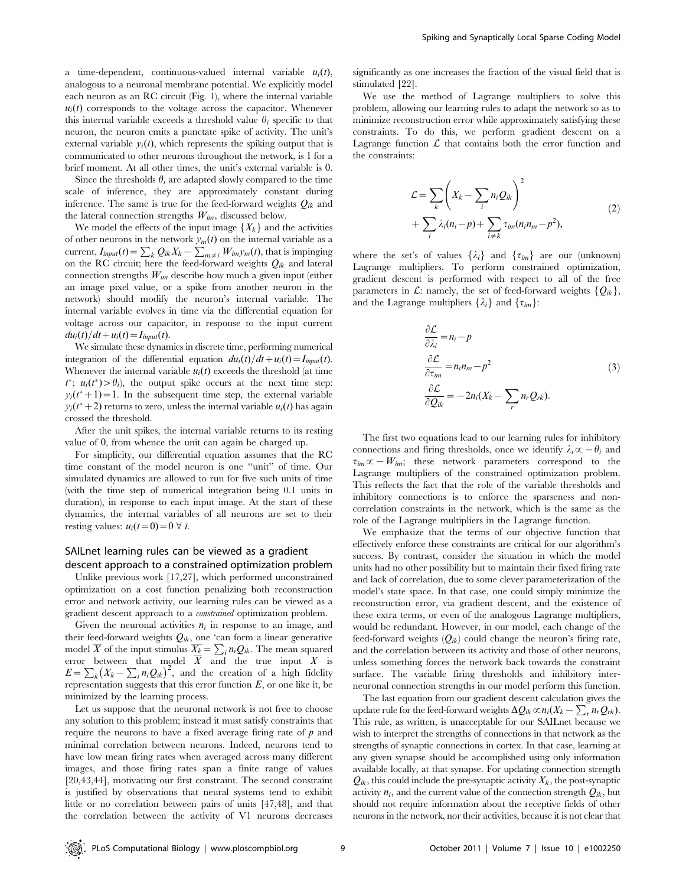a time-dependent, continuous-valued internal variable $u_i(t)$, analogous to a neuronal membrane potential. We explicitly model each neuron as an RC circuit (Fig. 1), where the internal variable $u_i(t)$ corresponds to the voltage across the capacitor. Whenever this internal variable exceeds a threshold value $\theta_i$ specific to that neuron, the neuron emits a punctate spike of activity. The unit's external variable $y_i(t)$, which represents the spiking output that is communicated to other neurons throughout the network, is 1 for a brief moment. At all other times, the unit's external variable is 0.

Since the thresholds $\theta_i$ are adapted slowly compared to the time scale of inference, they are approximately constant during inference. The same is true for the feed-forward weights $Q_{ik}$ and the lateral connection strengths $W_{im}$, discussed below.

We model the effects of the input image $\{X_k\}$ and the activities of other neurons in the network $y_m(t)$ on the internal variable as a current, $I_{input}(t) = \sum_k Q_{ik} X_k - \sum_{m \neq i} W_{im} y_m(t)$, that is impinging on the RC circuit; here the feed-forward weights $Q_{ik}$ and lateral connection strengths $W_{im}$ describe how much a given input (either an image pixel value, or a spike from another neuron in the network) should modify the neuron's internal variable. The internal variable evolves in time via the differential equation for voltage across our capacitor, in response to the input current $du_i(t)/dt + u_i(t) = I_{input}(t)$.

We simulate these dynamics in discrete time, performing numerical integration of the differential equation $du_i(t)/dt + u_i(t) = I_{input}(t)$. Whenever the internal variable $u_i(t)$ exceeds the threshold (at time $t^*$; $u_i(t^*) > \theta_i$), the output spike occurs at the next time step: $y_i(t^*+1) = 1$. In the subsequent time step, the external variable $y_i(t^*+2)$ returns to zero, unless the internal variable $u_i(t)$ has again crossed the threshold.

After the unit spikes, the internal variable returns to its resting value of 0, from whence the unit can again be charged up.

For simplicity, our differential equation assumes that the RC time constant of the model neuron is one "unit" of time. Our simulated dynamics are allowed to run for five such units of time (with the time step of numerical integration being 0.1 units in duration), in response to each input image. At the start of these dynamics, the internal variables of all neurons are set to their resting values: $u_i(t=0) = 0 \ \forall \ i$.

## SAILnet learning rules can be viewed as a gradient descent approach to a constrained optimization problem

Unlike previous work [17,27], which performed unconstrained optimization on a cost function penalizing both reconstruction error and network activity, our learning rules can be viewed as a gradient descent approach to a *constrained* optimization problem.

Given the neuronal activities $n_i$ in response to an image, and their feed-forward weights $Q_{ik}$, one 'can form a linear generative model $\overline{X}$ of the input stimulus $\overline{X_k} = \sum_i n_i Q_{ik}$. The mean squared error between that model $\overline{X}$ and the true input $X$ is $E = \sum_k \left(X_k - \sum_i n_i Q_{ik}\right)^2$, and the creation of a high fidelity representation suggests that this error function $E$, or one like it, be minimized by the learning process.

Let us suppose that the neuronal network is not free to choose any solution to this problem; instead it must satisfy constraints that require the neurons to have a fixed average firing rate of $p$ and minimal correlation between neurons. Indeed, neurons tend to have low mean firing rates when averaged across many different images, and those firing rates span a finite range of values [20,43,44], motivating our first constraint. The second constraint is justified by observations that neural systems tend to exhibit little or no correlation between pairs of units [47,48], and that the correlation between the activity of V1 neurons decreases significantly as one increases the fraction of the visual field that is stimulated [22].

We use the method of Lagrange multipliers to solve this problem, allowing our learning rules to adapt the network so as to minimize reconstruction error while approximately satisfying these constraints. To do this, we perform gradient descent on a Lagrange function $\mathcal{L}$ that contains both the error function and the constraints:

$$
\begin{aligned}
\mathcal{L} &= \sum_k \left( X_k - \sum_i n_i Q_{ik} \right)^2 \\
&+ \sum_i \lambda_i (n_i - p) + \sum_{i \neq k} \tau_{im} (n_i n_m - p^2),
\end{aligned}
\tag{2}
$$

where the set's of values $\{\lambda_i\}$ and $\{\tau_{im}\}$ are our (unknown) Lagrange multipliers. To perform constrained optimization, gradient descent is performed with respect to all of the free parameters in $\mathcal{L}$: namely, the set of feed-forward weights $\{Q_{ik}\}$, and the Lagrange multipliers $\{\lambda_i\}$ and $\{\tau_{im}\}$:

$$
\begin{aligned}
\frac{\partial \mathcal{L}}{\partial \lambda_i} &= n_i - p \\
\frac{\partial \mathcal{L}}{\partial \tau_{im}} &= n_i n_m - p^2 \\
\frac{\partial \mathcal{L}}{\partial Q_{ik}} &= -2 n_i (X_k - \sum_r n_r Q_{rk}).
\end{aligned}
\tag{3}
$$

The first two equations lead to our learning rules for inhibitory connections and firing thresholds, once we identify $\lambda_i \propto -\theta_i$ and $\tau_{im} \propto -W_{im}$; these network parameters correspond to the Lagrange multipliers of the constrained optimization problem. This reflects the fact that the role of the variable thresholds and inhibitory connections is to enforce the sparseness and non-correlation constraints in the network, which is the same as the role of the Lagrange multipliers in the Lagrange function.

We emphasize that the terms of our objective function that effectively enforce these constraints are critical for our algorithm's success. By contrast, consider the situation in which the model units had no other possibility but to maintain their fixed firing rate and lack of correlation, due to some clever parameterization of the model's state space. In that case, one could simply minimize the reconstruction error, via gradient descent, and the existence of these extra terms, or even of the analogous Lagrange multipliers, would be redundant. However, in our model, each change of the feed-forward weights ($Q_{ik}$) could change the neuron's firing rate, and the correlation between its activity and those of other neurons, unless something forces the network back towards the constraint surface. The variable firing thresholds and inhibitory inter-neuronal connection strengths in our model perform this function.

The last equation from our gradient descent calculation gives the update rule for the feed-forward weights $\Delta Q_{ik} \propto n_i (X_k - \sum_r n_r Q_{rk})$. This rule, as written, is unacceptable for our SAILnet because we wish to interpret the strengths of connections in that network as the strengths of synaptic connections in cortex. In that case, learning at any given synapse should be accomplished using only information available locally, at that synapse. For updating connection strength $Q_{ik}$, this could include the pre-synaptic activity $X_k$, the post-synaptic activity $n_i$, and the current value of the connection strength $Q_{ik}$, but should not require information about the receptive fields of other neurons in the network, nor their activities, because it is not clear that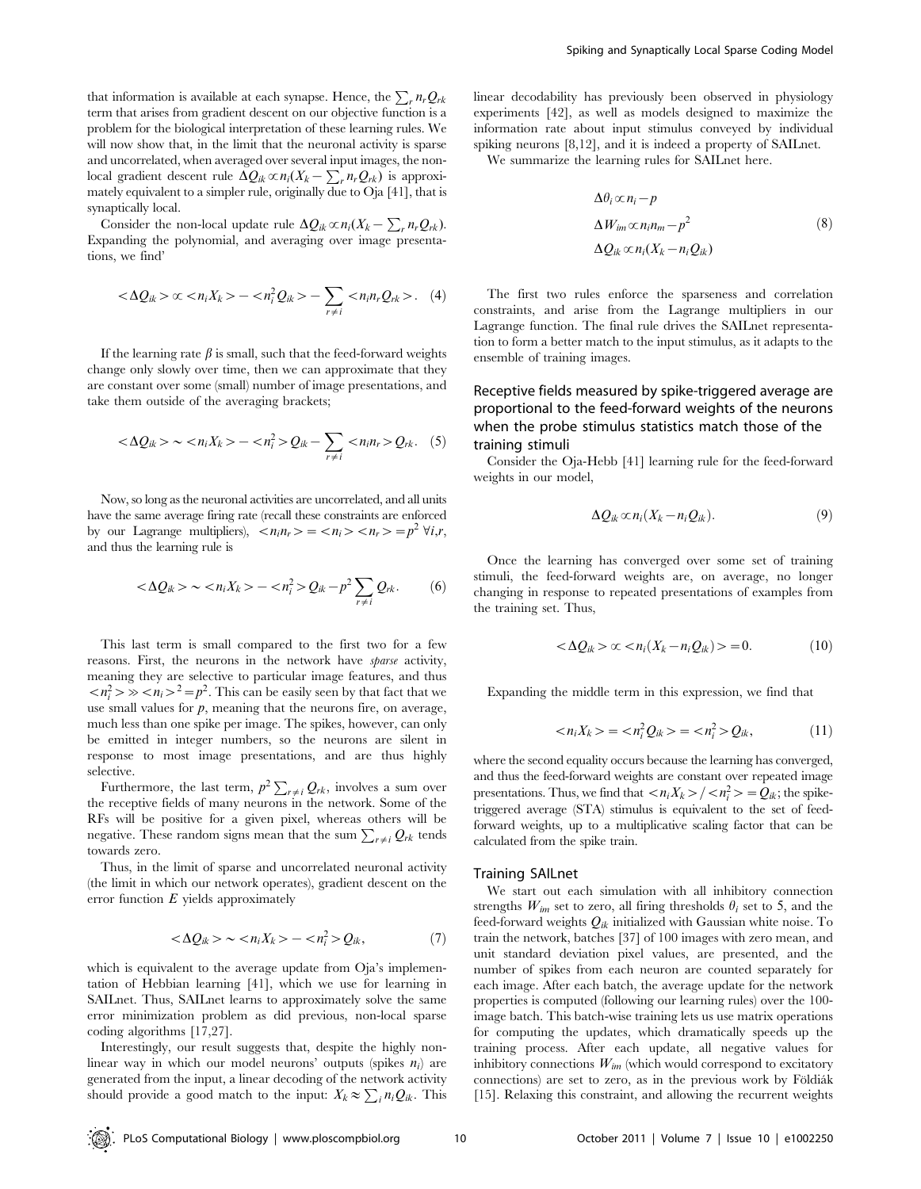that information is available at each synapse. Hence, the $\sum_r n_r Q_{rk}$ term that arises from gradient descent on our objective function is a problem for the biological interpretation of these learning rules. We will now show that, in the limit that the neuronal activity is sparse and uncorrelated, when averaged over several input images, the non-local gradient descent rule $\Delta Q_{ik} \propto n_i(X_k - \sum_r n_r Q_{rk})$ is approximately equivalent to a simpler rule, originally due to Oja [41], that is synaptically local.

Consider the non-local update rule $\Delta Q_{ik} \propto n_i(X_k - \sum_r n_r Q_{rk})$. Expanding the polynomial, and averaging over image presentations, we find'

$$< \Delta Q_{ik} > \propto < n_i X_k > - < n_i^2 Q_{ik} > - \sum_{r \neq i} < n_i n_r Q_{rk} >. \quad (4)$$

If the learning rate $\beta$ is small, such that the feed-forward weights change only slowly over time, then we can approximate that they are constant over some (small) number of image presentations, and take them outside of the averaging brackets;

$$< \Delta Q_{ik} > \sim < n_i X_k > - < n_i^2 > Q_{ik} - \sum_{r \neq i} < n_i n_r > Q_{rk}. \quad (5)$$

Now, so long as the neuronal activities are uncorrelated, and all units have the same average firing rate (recall these constraints are enforced by our Lagrange multipliers), $< n_i n_r > = < n_i > < n_r > = p^2 \ \forall i, r$, and thus the learning rule is

$$< \Delta Q_{ik} > \sim < n_i X_k > - < n_i^2 > Q_{ik} - p^2 \sum_{r \neq i} Q_{rk}. \quad (6)$$

This last term is small compared to the first two for a few reasons. First, the neurons in the network have *sparse* activity, meaning they are selective to particular image features, and thus $< n_i^2 > \gg < n_i >^2 = p^2$. This can be easily seen by that fact that we use small values for $p$, meaning that the neurons fire, on average, much less than one spike per image. The spikes, however, can only be emitted in integer numbers, so the neurons are silent in response to most image presentations, and are thus highly selective.

Furthermore, the last term, $p^2 \sum_{r \neq i} Q_{rk}$, involves a sum over the receptive fields of many neurons in the network. Some of the RFs will be positive for a given pixel, whereas others will be negative. These random signs mean that the sum $\sum_{r \neq i} Q_{rk}$ tends towards zero.

Thus, in the limit of sparse and uncorrelated neuronal activity (the limit in which our network operates), gradient descent on the error function $E$ yields approximately

$$< \Delta Q_{ik} > \sim < n_i X_k > - < n_i^2 > Q_{ik}, \quad (7)$$

which is equivalent to the average update from Oja's implementation of Hebbian learning [41], which we use for learning in SAILnet. Thus, SAILnet learns to approximately solve the same error minimization problem as did previous, non-local sparse coding algorithms [17,27].

Interestingly, our result suggests that, despite the highly non-linear way in which our model neurons' outputs (spikes $n_i$) are generated from the input, a linear decoding of the network activity should provide a good match to the input: $X_k \approx \sum_i n_i Q_{ik}$. This linear decodability has previously been observed in physiology experiments [42], as well as models designed to maximize the information rate about input stimulus conveyed by individual spiking neurons [8,12], and it is indeed a property of SAILnet.

We summarize the learning rules for SAILnet here.

$$\begin{aligned} \Delta \theta_i &\propto n_i - p \\ \Delta W_{im} &\propto n_i n_m - p^2 \\ \Delta Q_{ik} &\propto n_i (X_k - n_i Q_{ik}) \end{aligned} \quad (8)$$

The first two rules enforce the sparseness and correlation constraints, and arise from the Lagrange multipliers in our Lagrange function. The final rule drives the SAILnet representation to form a better match to the input stimulus, as it adapts to the ensemble of training images.

### Receptive fields measured by spike-triggered average are proportional to the feed-forward weights of the neurons when the probe stimulus statistics match those of the training stimuli

Consider the Oja-Hebb [41] learning rule for the feed-forward weights in our model,

$$\Delta Q_{ik} \propto n_i (X_k - n_i Q_{ik}). \quad (9)$$

Once the learning has converged over some set of training stimuli, the feed-forward weights are, on average, no longer changing in response to repeated presentations of examples from the training set. Thus,

$$< \Delta Q_{ik} > \propto < n_i (X_k - n_i Q_{ik}) > = 0. \quad (10)$$

Expanding the middle term in this expression, we find that

$$< n_i X_k > = < n_i^2 Q_{ik} > = < n_i^2 > Q_{ik}, \quad (11)$$

where the second equality occurs because the learning has converged, and thus the feed-forward weights are constant over repeated image presentations. Thus, we find that $< n_i X_k > / < n_i^2 > = Q_{ik}$; the spike-triggered average (STA) stimulus is equivalent to the set of feed-forward weights, up to a multiplicative scaling factor that can be calculated from the spike train.

### Training SAILnet

We start out each simulation with all inhibitory connection strengths $W_{im}$ set to zero, all firing thresholds $\theta_i$ set to 5, and the feed-forward weights $Q_{ik}$ initialized with Gaussian white noise. To train the network, batches [37] of 100 images with zero mean, and unit standard deviation pixel values, are presented, and the number of spikes from each neuron are counted separately for each image. After each batch, the average update for the network properties is computed (following our learning rules) over the 100-image batch. This batch-wise training lets us use matrix operations for computing the updates, which dramatically speeds up the training process. After each update, all negative values for inhibitory connections $W_{im}$ (which would correspond to excitatory connections) are set to zero, as in the previous work by Földiák [15]. Relaxing this constraint, and allowing the recurrent weights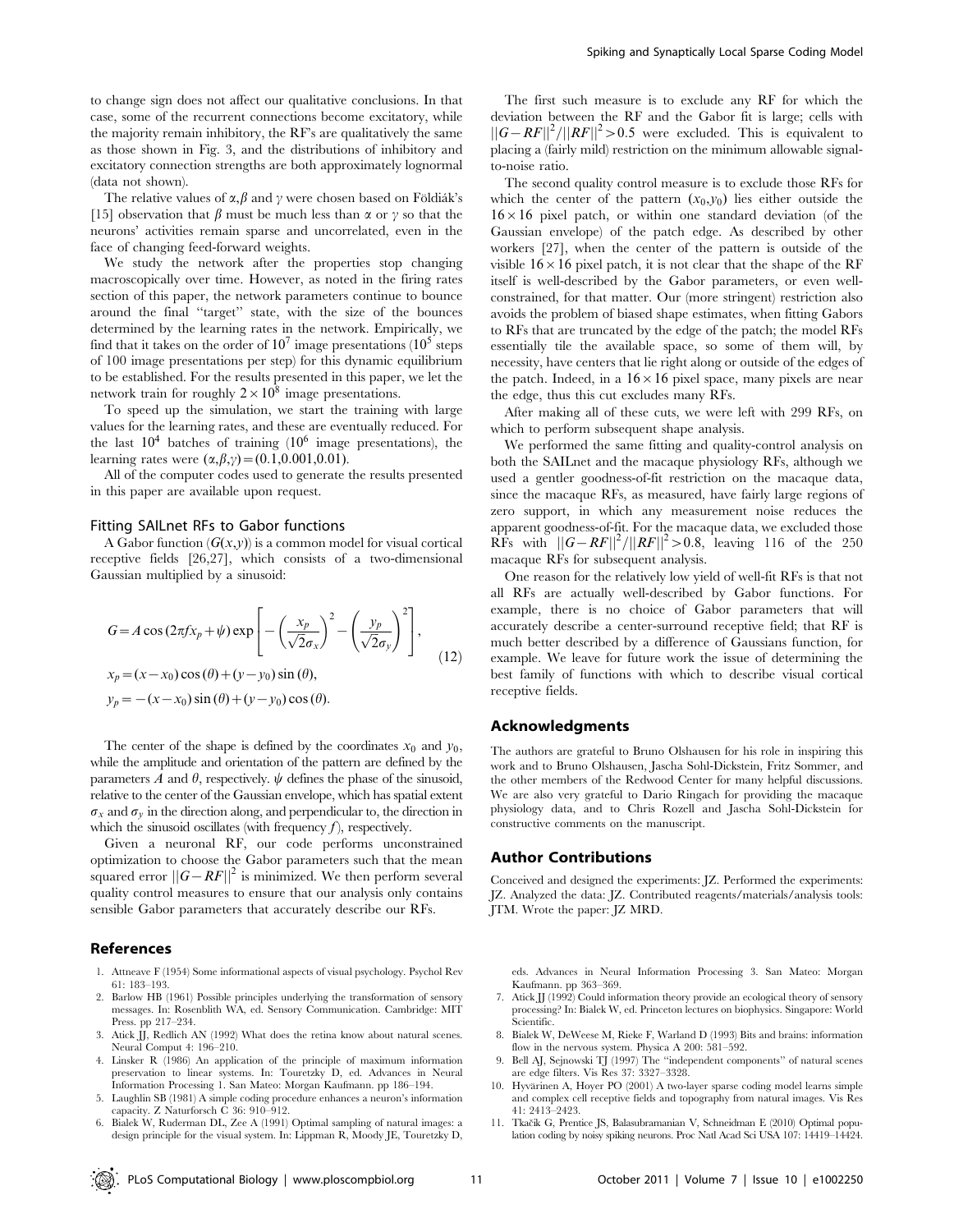to change sign does not affect our qualitative conclusions. In that case, some of the recurrent connections become excitatory, while the majority remain inhibitory, the RF's are qualitatively the same as those shown in Fig. 3, and the distributions of inhibitory and excitatory connection strengths are both approximately lognormal (data not shown).

The relative values of $\alpha,\beta$ and $\gamma$ were chosen based on Földiák's [15] observation that $\beta$ must be much less than $\alpha$ or $\gamma$ so that the neurons' activities remain sparse and uncorrelated, even in the face of changing feed-forward weights.

We study the network after the properties stop changing macroscopically over time. However, as noted in the firing rates section of this paper, the network parameters continue to bounce around the final "target" state, with the size of the bounces determined by the learning rates in the network. Empirically, we find that it takes on the order of $10^7$ image presentations ($10^5$ steps of 100 image presentations per step) for this dynamic equilibrium to be established. For the results presented in this paper, we let the network train for roughly $2\times10^8$ image presentations.

To speed up the simulation, we start the training with large values for the learning rates, and these are eventually reduced. For the last $10^4$ batches of training ($10^6$ image presentations), the learning rates were $(\alpha,\beta,\gamma)=(0.1,0.001,0.01)$.

All of the computer codes used to generate the results presented in this paper are available upon request.

### Fitting SAILnet RFs to Gabor functions

A Gabor function ($G(x,y)$) is a common model for visual cortical receptive fields [26,27], which consists of a two-dimensional Gaussian multiplied by a sinusoid:

$$
\begin{aligned}
G &= A\cos(2\pi f x_p+\psi)\exp\left[-\left(\frac{x_p}{\sqrt{2}\sigma_x}\right)^2-\left(\frac{y_p}{\sqrt{2}\sigma_y}\right)^2\right],\\
x_p &= (x-x_0)\cos(\theta)+(y-y_0)\sin(\theta),\\
y_p &= -(x-x_0)\sin(\theta)+(y-y_0)\cos(\theta).
\end{aligned}
\tag{12}
$$

The center of the shape is defined by the coordinates $x_0$ and $y_0$, while the amplitude and orientation of the pattern are defined by the parameters $A$ and $\theta$, respectively. $\psi$ defines the phase of the sinusoid, relative to the center of the Gaussian envelope, which has spatial extent $\sigma_x$ and $\sigma_y$ in the direction along, and perpendicular to, the direction in which the sinusoid oscillates (with frequency $f$), respectively.

Given a neuronal RF, our code performs unconstrained optimization to choose the Gabor parameters such that the mean squared error $||G-RF||^2$ is minimized. We then perform several quality control measures to ensure that our analysis only contains sensible Gabor parameters that accurately describe our RFs.

The first such measure is to exclude any RF for which the deviation between the RF and the Gabor fit is large; cells with $||G-RF||^2/||RF||^2>0.5$ were excluded. This is equivalent to placing a (fairly mild) restriction on the minimum allowable signal-to-noise ratio.

The second quality control measure is to exclude those RFs for which the center of the pattern $(x_0,y_0)$ lies either outside the $16\times16$ pixel patch, or within one standard deviation (of the Gaussian envelope) of the patch edge. As described by other workers [27], when the center of the pattern is outside of the visible $16\times16$ pixel patch, it is not clear that the shape of the RF itself is well-described by the Gabor parameters, or even well-constrained, for that matter. Our (more stringent) restriction also avoids the problem of biased shape estimates, when fitting Gabors to RFs that are truncated by the edge of the patch; the model RFs essentially tile the available space, so some of them will, by necessity, have centers that lie right along or outside of the edges of the patch. Indeed, in a $16\times16$ pixel space, many pixels are near the edge, thus this cut excludes many RFs.

After making all of these cuts, we were left with 299 RFs, on which to perform subsequent shape analysis.

We performed the same fitting and quality-control analysis on both the SAILnet and the macaque physiology RFs, although we used a gentler goodness-of-fit restriction on the macaque data, since the macaque RFs, as measured, have fairly large regions of zero support, in which any measurement noise reduces the apparent goodness-of-fit. For the macaque data, we excluded those RFs with $||G-RF||^2/||RF||^2>0.8$, leaving 116 of the 250 macaque RFs for subsequent analysis.

One reason for the relatively low yield of well-fit RFs is that not all RFs are actually well-described by Gabor functions. For example, there is no choice of Gabor parameters that will accurately describe a center-surround receptive field; that RF is much better described by a difference of Gaussians function, for example. We leave for future work the issue of determining the best family of functions with which to describe visual cortical receptive fields.

## Acknowledgments

The authors are grateful to Bruno Olshausen for his role in inspiring this work and to Bruno Olshausen, Jascha Sohl-Dickstein, Fritz Sommer, and the other members of the Redwood Center for many helpful discussions. We are also very grateful to Dario Ringach for providing the macaque physiology data, and to Chris Rozell and Jascha Sohl-Dickstein for constructive comments on the manuscript.

## Author Contributions

Conceived and designed the experiments: JZ. Performed the experiments: JZ. Analyzed the data: JZ. Contributed reagents/materials/analysis tools: JTM. Wrote the paper: JZ MRD.

## References

1. Attneave F (1954) Some informational aspects of visual psychology. Psychol Rev 61: 183–193.
2. Barlow HB (1961) Possible principles underlying the transformation of sensory messages. In: Rosenblith WA, ed. Sensory Communication. Cambridge: MIT Press. pp 217–234.
3. Atick JJ, Redlich AN (1992) What does the retina know about natural scenes. Neural Comput 4: 196–210.
4. Linsker R (1986) An application of the principle of maximum information preservation to linear systems. In: Touretzky D, ed. Advances in Neural Information Processing 1. San Mateo: Morgan Kaufmann. pp 186–194.
5. Laughlin SB (1981) A simple coding procedure enhances a neuron's information capacity. Z Naturforsch C 36: 910–912.
6. Bialek W, Ruderman DL, Zee A (1991) Optimal sampling of natural images: a design principle for the visual system. In: Lippman R, Moody JE, Touretzky D, eds. Advances in Neural Information Processing 3. San Mateo: Morgan Kaufmann. pp 363–369.
7. Atick JJ (1992) Could information theory provide an ecological theory of sensory processing? In: Bialek W, ed. Princeton lectures on biophysics. Singapore: World Scientific.
8. Bialek W, DeWeese M, Rieke F, Warland D (1993) Bits and brains: information flow in the nervous system. Physica A 200: 581–592.
9. Bell AJ, Sejnowski TJ (1997) The "independent components" of natural scenes are edge filters. Vis Res 37: 3327–3328.
10. Hyvärinen A, Hoyer PO (2001) A two-layer sparse coding model learns simple and complex cell receptive fields and topography from natural images. Vis Res 41: 2413–2423.
11. Tkačik G, Prentice JS, Balasubramanian V, Schneidman E (2010) Optimal population coding by noisy spiking neurons. Proc Natl Acad Sci USA 107: 14419–14424.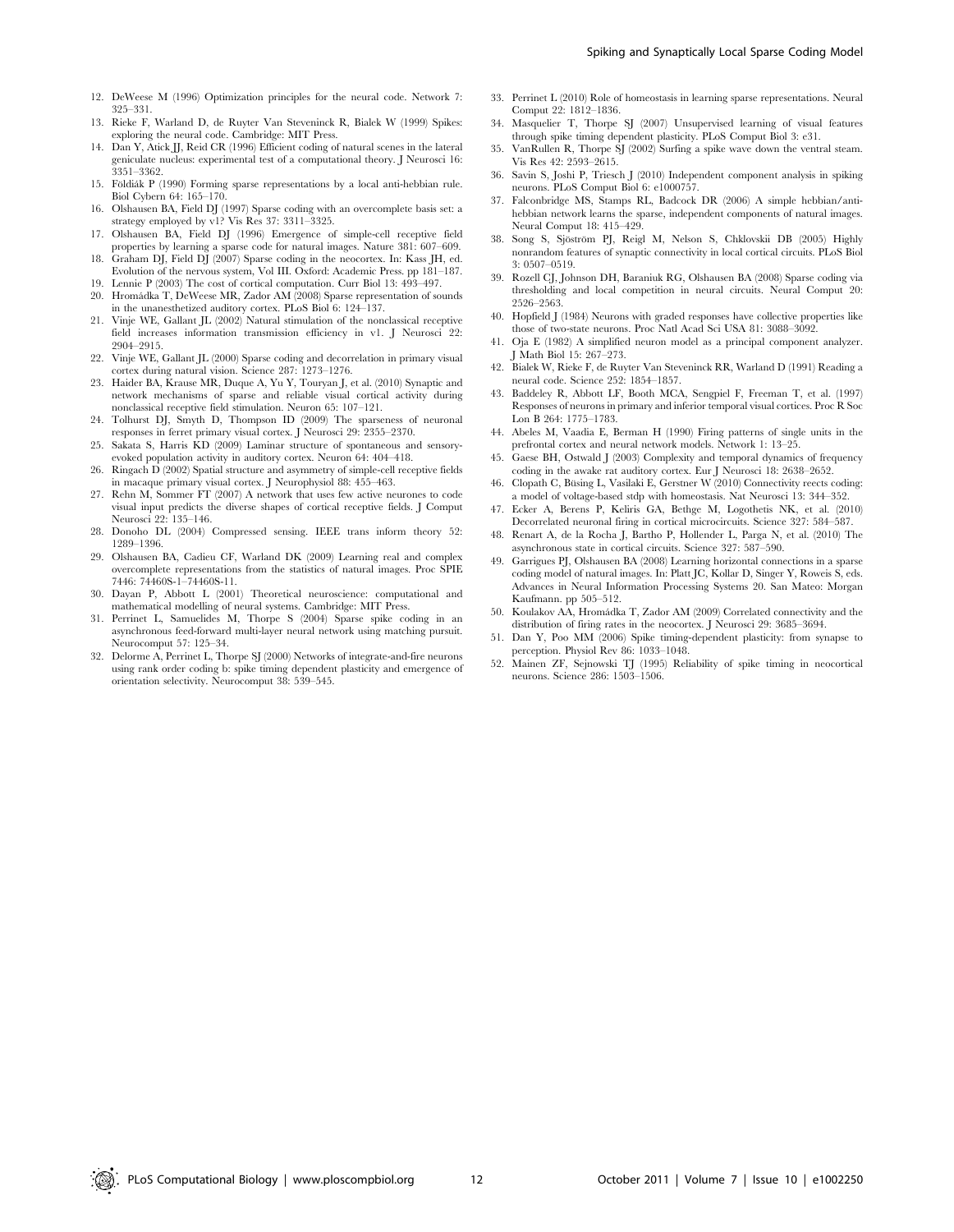12. DeWeese M (1996) Optimization principles for the neural code. Network 7: 325–331.
13. Rieke F, Warland D, de Ruyter Van Steveninck R, Bialek W (1999) Spikes: exploring the neural code. Cambridge: MIT Press.
14. Dan Y, Atick JJ, Reid CR (1996) Efficient coding of natural scenes in the lateral geniculate nucleus: experimental test of a computational theory. J Neurosci 16: 3351–3362.
15. Földiák P (1990) Forming sparse representations by a local anti-hebbian rule. Biol Cybern 64: 165–170.
16. Olshausen BA, Field DJ (1997) Sparse coding with an overcomplete basis set: a strategy employed by v1? Vis Res 37: 3311–3325.
17. Olshausen BA, Field DJ (1996) Emergence of simple-cell receptive field properties by learning a sparse code for natural images. Nature 381: 607–609.
18. Graham DJ, Field DJ (2007) Sparse coding in the neocortex. In: Kass JH, ed. Evolution of the nervous system, Vol III. Oxford: Academic Press. pp 181–187.
19. Lennie P (2003) The cost of cortical computation. Curr Biol 13: 493–497.
20. Hromádka T, DeWeese MR, Zador AM (2008) Sparse representation of sounds in the unanesthetized auditory cortex. PLoS Biol 6: 124–137.
21. Vinje WE, Gallant JL (2002) Natural stimulation of the nonclassical receptive field increases information transmission efficiency in v1. J Neurosci 22: 2904–2915.
22. Vinje WE, Gallant JL (2000) Sparse coding and decorrelation in primary visual cortex during natural vision. Science 287: 1273–1276.
23. Haider BA, Krause MR, Duque A, Yu Y, Touryan J, et al. (2010) Synaptic and network mechanisms of sparse and reliable visual cortical activity during nonclassical receptive field stimulation. Neuron 65: 107–121.
24. Tolhurst DJ, Smyth D, Thompson ID (2009) The sparseness of neuronal responses in ferret primary visual cortex. J Neurosci 29: 2355–2370.
25. Sakata S, Harris KD (2009) Laminar structure of spontaneous and sensory-evoked population activity in auditory cortex. Neuron 64: 404–418.
26. Ringach D (2002) Spatial structure and asymmetry of simple-cell receptive fields in macaque primary visual cortex. J Neurophysiol 88: 455–463.
27. Rehn M, Sommer FT (2007) A network that uses few active neurones to code visual input predicts the diverse shapes of cortical receptive fields. J Comput Neurosci 22: 135–146.
28. Donoho DL (2004) Compressed sensing. IEEE trans inform theory 52: 1289–1396.
29. Olshausen BA, Cadieu CF, Warland DK (2009) Learning real and complex overcomplete representations from the statistics of natural images. Proc SPIE 7446: 74460S-1–74460S-11.
30. Dayan P, Abbott L (2001) Theoretical neuroscience: computational and mathematical modelling of neural systems. Cambridge: MIT Press.
31. Perrinet L, Samuelides M, Thorpe S (2004) Sparse spike coding in an asynchronous feed-forward multi-layer neural network using matching pursuit. Neurocomput 57: 125–34.
32. Delorme A, Perrinet L, Thorpe SJ (2000) Networks of integrate-and-fire neurons using rank order coding b: spike timing dependent plasticity and emergence of orientation selectivity. Neurocomput 38: 539–545.
33. Perrinet L (2010) Role of homeostasis in learning sparse representations. Neural Comput 22: 1812–1836.
34. Masquelier T, Thorpe SJ (2007) Unsupervised learning of visual features through spike timing dependent plasticity. PLoS Comput Biol 3: e31.
35. VanRullen R, Thorpe SJ (2002) Surfing a spike wave down the ventral steam. Vis Res 42: 2593–2615.
36. Savin S, Joshi P, Triesch J (2010) Independent component analysis in spiking neurons. PLoS Comput Biol 6: e1000757.
37. Falconbridge MS, Stamps RL, Badcock DR (2006) A simple hebbian/anti-hebbian network learns the sparse, independent components of natural images. Neural Comput 18: 415–429.
38. Song S, Sjöström PJ, Reigl M, Nelson S, Chklovskii DB (2005) Highly nonrandom features of synaptic connectivity in local cortical circuits. PLoS Biol 3: 0507–0519.
39. Rozell CJ, Johnson DH, Baraniuk RG, Olshausen BA (2008) Sparse coding via thresholding and local competition in neural circuits. Neural Comput 20: 2526–2563.
40. Hopfield J (1984) Neurons with graded responses have collective properties like those of two-state neurons. Proc Natl Acad Sci USA 81: 3088–3092.
41. Oja E (1982) A simplified neuron model as a principal component analyzer. J Math Biol 15: 267–273.
42. Bialek W, Rieke F, de Ruyter Van Steveninck RR, Warland D (1991) Reading a neural code. Science 252: 1854–1857.
43. Baddeley R, Abbott LF, Booth MCA, Sengpiel F, Freeman T, et al. (1997) Responses of neurons in primary and inferior temporal visual cortices. Proc R Soc Lon B 264: 1775–1783.
44. Abeles M, Vaadia E, Berman H (1990) Firing patterns of single units in the prefrontal cortex and neural network models. Network 1: 13–25.
45. Gaese BH, Ostwald J (2003) Complexity and temporal dynamics of frequency coding in the awake rat auditory cortex. Eur J Neurosci 18: 2638–2652.
46. Clopath C, Büsing L, Vasilaki E, Gerstner W (2010) Connectivity reects coding: a model of voltage-based stdp with homeostasis. Nat Neurosci 13: 344–352.
47. Ecker A, Berens P, Keliris GA, Bethge M, Logothetis NK, et al. (2010) Decorrelated neuronal firing in cortical microcircuits. Science 327: 584–587.
48. Renart A, de la Rocha J, Bartho P, Hollender L, Parga N, et al. (2010) The asynchronous state in cortical circuits. Science 327: 587–590.
49. Garrigues PJ, Olshausen BA (2008) Learning horizontal connections in a sparse coding model of natural images. In: Platt JC, Kollar D, Singer Y, Roweis S, eds. Advances in Neural Information Processing Systems 20. San Mateo: Morgan Kaufmann. pp 505–512.
50. Koulakov AA, Hromádka T, Zador AM (2009) Correlated connectivity and the distribution of firing rates in the neocortex. J Neurosci 29: 3685–3694.
51. Dan Y, Poo MM (2006) Spike timing-dependent plasticity: from synapse to perception. Physiol Rev 86: 1033–1048.
52. Mainen ZF, Sejnowski TJ (1995) Reliability of spike timing in neocortical neurons. Science 286: 1503–1506.